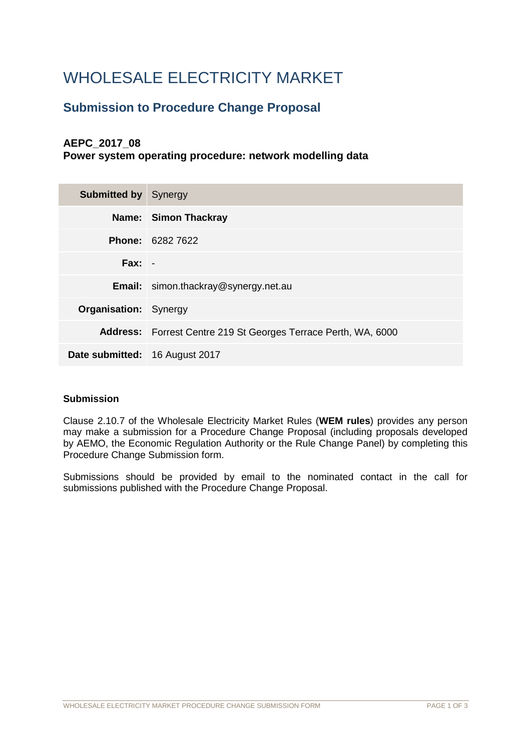# WHOLESALE ELECTRICITY MARKET

## Submission to Procedure Change Proposal

### AEPC_2017_08
### Power system operating procedure: network modelling data

| **Submitted by** | Synergy |
|---|---|
| **Name:** | **Simon Thackray** |
| **Phone:** | 6282 7622 |
| **Fax:** | - |
| **Email:** | simon.thackray@synergy.net.au |
| **Organisation:** | Synergy |
| **Address:** | Forrest Centre 219 St Georges Terrace Perth, WA, 6000 |
| **Date submitted:** | 16 August 2017 |

**Submission**

Clause 2.10.7 of the Wholesale Electricity Market Rules (**WEM rules**) provides any person may make a submission for a Procedure Change Proposal (including proposals developed by AEMO, the Economic Regulation Authority or the Rule Change Panel) by completing this Procedure Change Submission form.

Submissions should be provided by email to the nominated contact in the call for submissions published with the Procedure Change Proposal.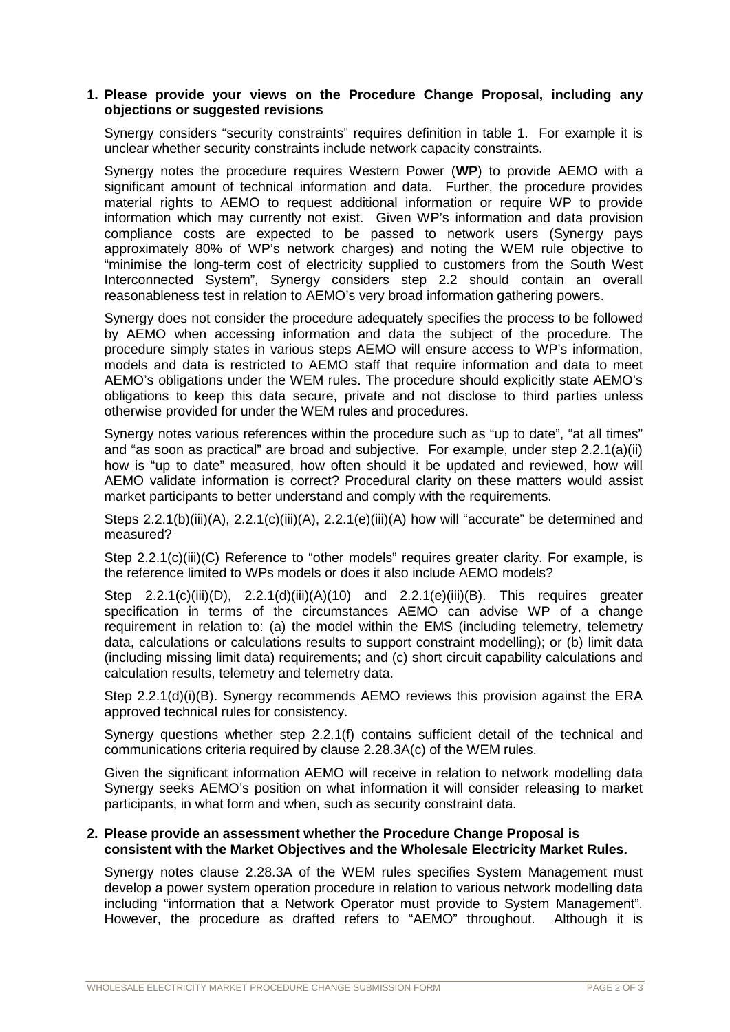**1. Please provide your views on the Procedure Change Proposal, including any objections or suggested revisions**

Synergy considers "security constraints" requires definition in table 1. For example it is unclear whether security constraints include network capacity constraints.

Synergy notes the procedure requires Western Power (**WP**) to provide AEMO with a significant amount of technical information and data. Further, the procedure provides material rights to AEMO to request additional information or require WP to provide information which may currently not exist. Given WP's information and data provision compliance costs are expected to be passed to network users (Synergy pays approximately 80% of WP's network charges) and noting the WEM rule objective to "minimise the long-term cost of electricity supplied to customers from the South West Interconnected System", Synergy considers step 2.2 should contain an overall reasonableness test in relation to AEMO's very broad information gathering powers.

Synergy does not consider the procedure adequately specifies the process to be followed by AEMO when accessing information and data the subject of the procedure. The procedure simply states in various steps AEMO will ensure access to WP's information, models and data is restricted to AEMO staff that require information and data to meet AEMO's obligations under the WEM rules. The procedure should explicitly state AEMO's obligations to keep this data secure, private and not disclose to third parties unless otherwise provided for under the WEM rules and procedures.

Synergy notes various references within the procedure such as "up to date", "at all times" and "as soon as practical" are broad and subjective. For example, under step 2.2.1(a)(ii) how is "up to date" measured, how often should it be updated and reviewed, how will AEMO validate information is correct? Procedural clarity on these matters would assist market participants to better understand and comply with the requirements.

Steps 2.2.1(b)(iii)(A), 2.2.1(c)(iii)(A), 2.2.1(e)(iii)(A) how will "accurate" be determined and measured?

Step 2.2.1(c)(iii)(C) Reference to "other models" requires greater clarity. For example, is the reference limited to WPs models or does it also include AEMO models?

Step 2.2.1(c)(iii)(D), 2.2.1(d)(iii)(A)(10) and 2.2.1(e)(iii)(B). This requires greater specification in terms of the circumstances AEMO can advise WP of a change requirement in relation to: (a) the model within the EMS (including telemetry, telemetry data, calculations or calculations results to support constraint modelling); or (b) limit data (including missing limit data) requirements; and (c) short circuit capability calculations and calculation results, telemetry and telemetry data.

Step 2.2.1(d)(i)(B). Synergy recommends AEMO reviews this provision against the ERA approved technical rules for consistency.

Synergy questions whether step 2.2.1(f) contains sufficient detail of the technical and communications criteria required by clause 2.28.3A(c) of the WEM rules.

Given the significant information AEMO will receive in relation to network modelling data Synergy seeks AEMO's position on what information it will consider releasing to market participants, in what form and when, such as security constraint data.

**2. Please provide an assessment whether the Procedure Change Proposal is consistent with the Market Objectives and the Wholesale Electricity Market Rules.**

Synergy notes clause 2.28.3A of the WEM rules specifies System Management must develop a power system operation procedure in relation to various network modelling data including "information that a Network Operator must provide to System Management". However, the procedure as drafted refers to "AEMO" throughout. Although it is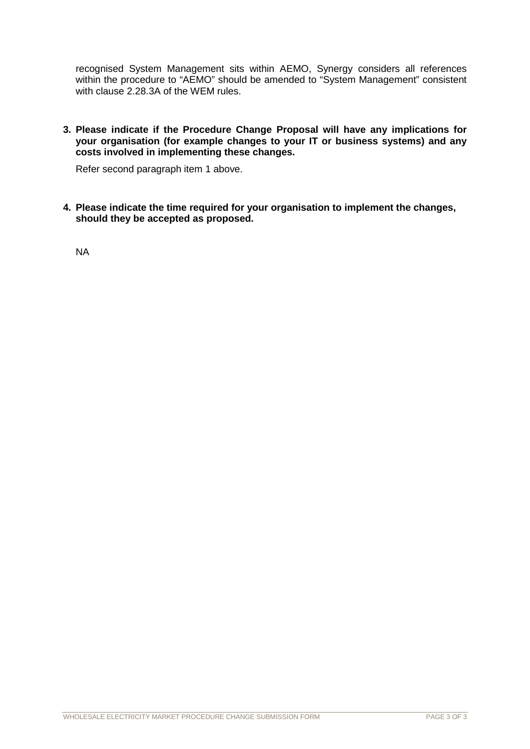recognised System Management sits within AEMO, Synergy considers all references within the procedure to "AEMO" should be amended to "System Management" consistent with clause 2.28.3A of the WEM rules.

3. **Please indicate if the Procedure Change Proposal will have any implications for your organisation (for example changes to your IT or business systems) and any costs involved in implementing these changes.**

   Refer second paragraph item 1 above.

4. **Please indicate the time required for your organisation to implement the changes, should they be accepted as proposed.**

   NA